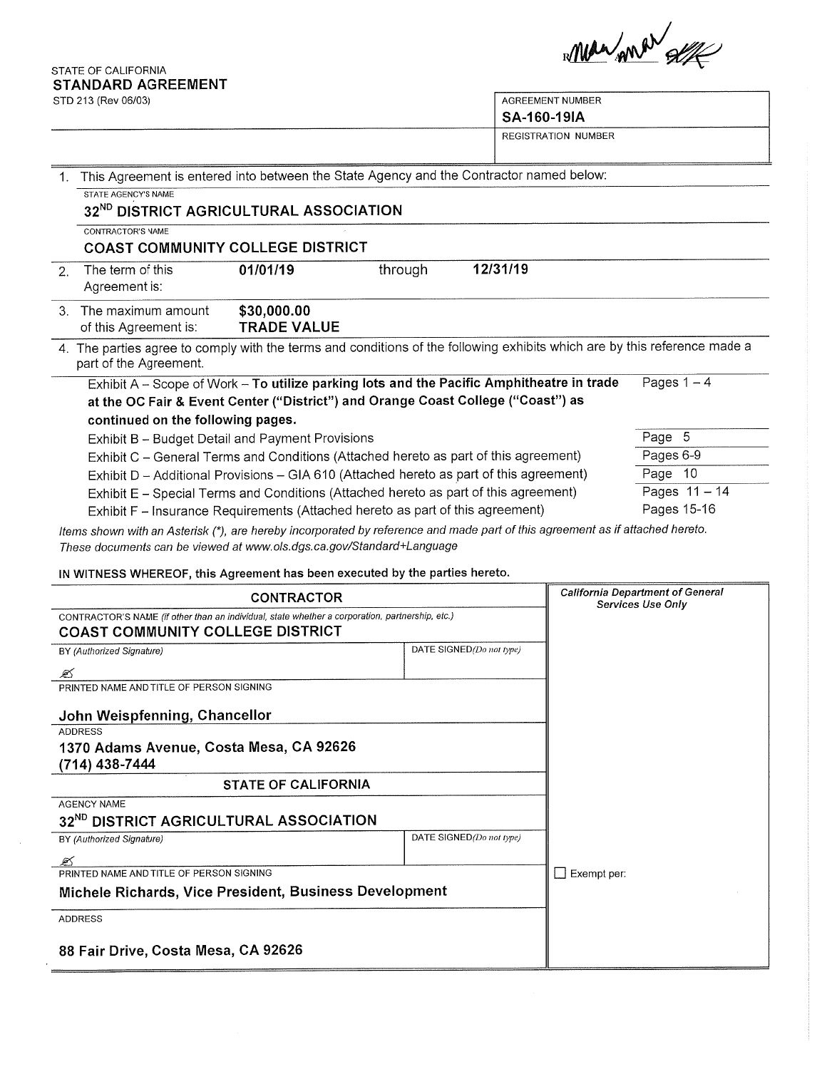STATE OF CALIFORNIA

# STANDARD AGREEMENT

STD 213 (Rev 06/03)

| AGREEMENT NUMBER |
|---|
| **SA-160-19IA** |
| REGISTRATION NUMBER |
| |

1. This Agreement is entered into between the State Agency and the Contractor named below:

   STATE AGENCY'S NAME
   **32ND DISTRICT AGRICULTURAL ASSOCIATION**

   CONTRACTOR'S NAME
   **COAST COMMUNITY COLLEGE DISTRICT**

2. The term of this Agreement is: **01/01/19** through **12/31/19**

3. The maximum amount of this Agreement is: **$30,000.00 TRADE VALUE**

4. The parties agree to comply with the terms and conditions of the following exhibits which are by this reference made a part of the Agreement.

| Exhibit | Pages |
|---|---|
| Exhibit A – Scope of Work – **To utilize parking lots and the Pacific Amphitheatre in trade at the OC Fair & Event Center ("District") and Orange Coast College ("Coast") as continued on the following pages.** | Pages 1 – 4 |
| Exhibit B – Budget Detail and Payment Provisions | Page 5 |
| Exhibit C – General Terms and Conditions (Attached hereto as part of this agreement) | Pages 6-9 |
| Exhibit D – Additional Provisions – GIA 610 (Attached hereto as part of this agreement) | Page 10 |
| Exhibit E – Special Terms and Conditions (Attached hereto as part of this agreement) | Pages 11 – 14 |
| Exhibit F – Insurance Requirements (Attached hereto as part of this agreement) | Pages 15-16 |

*Items shown with an Asterisk (*), are hereby incorporated by reference and made part of this agreement as if attached hereto. These documents can be viewed at www.ols.dgs.ca.gov/Standard+Language*

**IN WITNESS WHEREOF, this Agreement has been executed by the parties hereto.**

| CONTRACTOR | | *California Department of General Services Use Only* |
|---|---|---|
| CONTRACTOR'S NAME *(if other than an individual, state whether a corporation, partnership, etc.)* **COAST COMMUNITY COLLEGE DISTRICT** | | |
| BY *(Authorized Signature)* | DATE SIGNED *(Do not type)* | |
| PRINTED NAME AND TITLE OF PERSON SIGNING **John Weispfenning, Chancellor** | | |
| ADDRESS **1370 Adams Avenue, Costa Mesa, CA 92626 (714) 438-7444** | | |
| **STATE OF CALIFORNIA** | | |
| AGENCY NAME **32ND DISTRICT AGRICULTURAL ASSOCIATION** | | |
| BY *(Authorized Signature)* | DATE SIGNED *(Do not type)* | |
| PRINTED NAME AND TITLE OF PERSON SIGNING **Michele Richards, Vice President, Business Development** | | ☐ Exempt per: |
| ADDRESS **88 Fair Drive, Costa Mesa, CA 92626** | | |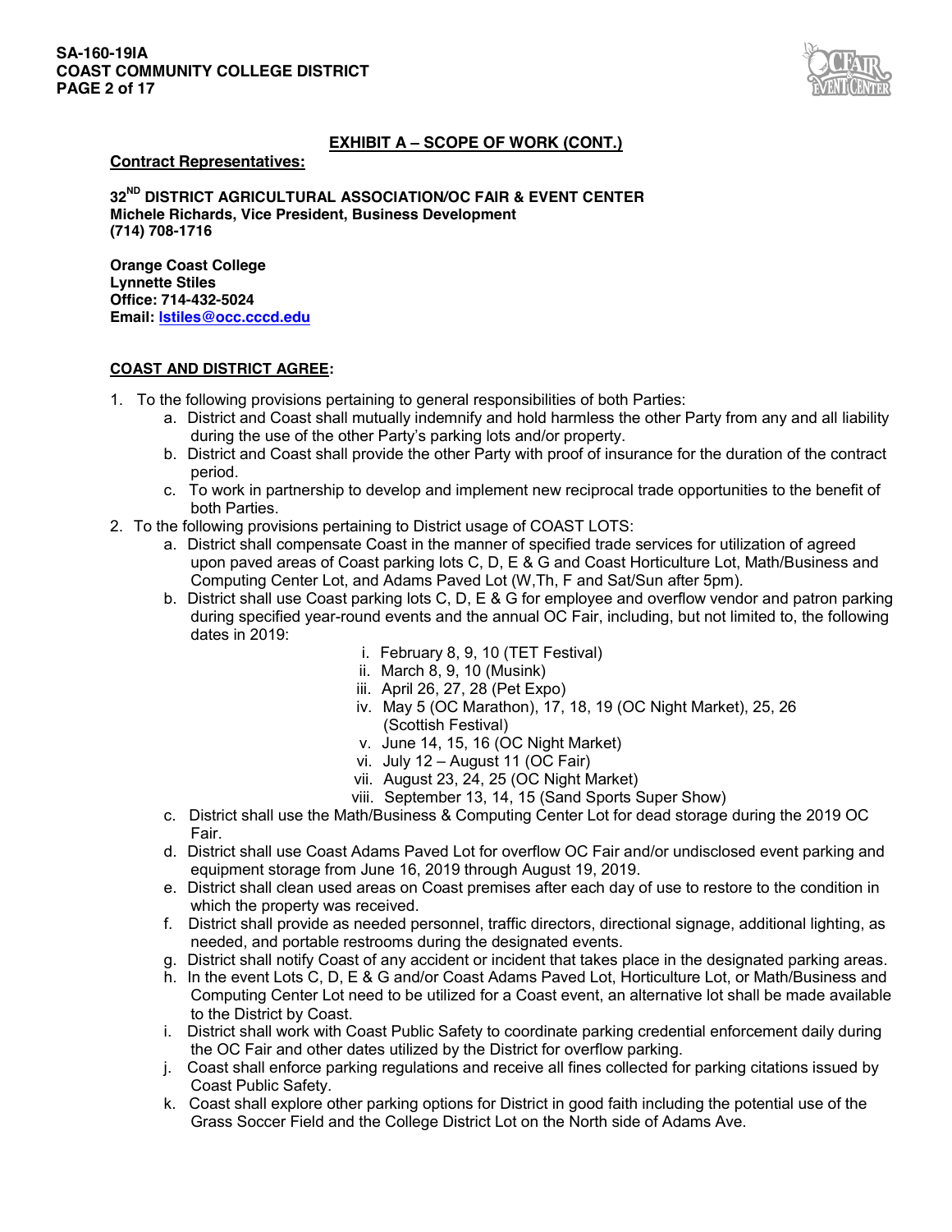## EXHIBIT A – SCOPE OF WORK (CONT.)

**Contract Representatives:**

**32ND DISTRICT AGRICULTURAL ASSOCIATION/OC FAIR & EVENT CENTER**
**Michele Richards, Vice President, Business Development**
**(714) 708-1716**

**Orange Coast College**
**Lynnette Stiles**
**Office: 714-432-5024**
**Email: lstiles@occ.cccd.edu**

**COAST AND DISTRICT AGREE:**

1. To the following provisions pertaining to general responsibilities of both Parties:
   a. District and Coast shall mutually indemnify and hold harmless the other Party from any and all liability during the use of the other Party's parking lots and/or property.
   b. District and Coast shall provide the other Party with proof of insurance for the duration of the contract period.
   c. To work in partnership to develop and implement new reciprocal trade opportunities to the benefit of both Parties.
2. To the following provisions pertaining to District usage of COAST LOTS:
   a. District shall compensate Coast in the manner of specified trade services for utilization of agreed upon paved areas of Coast parking lots C, D, E & G and Coast Horticulture Lot, Math/Business and Computing Center Lot, and Adams Paved Lot (W,Th, F and Sat/Sun after 5pm).
   b. District shall use Coast parking lots C, D, E & G for employee and overflow vendor and patron parking during specified year-round events and the annual OC Fair, including, but not limited to, the following dates in 2019:
      i. February 8, 9, 10 (TET Festival)
      ii. March 8, 9, 10 (Musink)
      iii. April 26, 27, 28 (Pet Expo)
      iv. May 5 (OC Marathon), 17, 18, 19 (OC Night Market), 25, 26 (Scottish Festival)
      v. June 14, 15, 16 (OC Night Market)
      vi. July 12 – August 11 (OC Fair)
      vii. August 23, 24, 25 (OC Night Market)
      viii. September 13, 14, 15 (Sand Sports Super Show)
   c. District shall use the Math/Business & Computing Center Lot for dead storage during the 2019 OC Fair.
   d. District shall use Coast Adams Paved Lot for overflow OC Fair and/or undisclosed event parking and equipment storage from June 16, 2019 through August 19, 2019.
   e. District shall clean used areas on Coast premises after each day of use to restore to the condition in which the property was received.
   f. District shall provide as needed personnel, traffic directors, directional signage, additional lighting, as needed, and portable restrooms during the designated events.
   g. District shall notify Coast of any accident or incident that takes place in the designated parking areas.
   h. In the event Lots C, D, E & G and/or Coast Adams Paved Lot, Horticulture Lot, or Math/Business and Computing Center Lot need to be utilized for a Coast event, an alternative lot shall be made available to the District by Coast.
   i. District shall work with Coast Public Safety to coordinate parking credential enforcement daily during the OC Fair and other dates utilized by the District for overflow parking.
   j. Coast shall enforce parking regulations and receive all fines collected for parking citations issued by Coast Public Safety.
   k. Coast shall explore other parking options for District in good faith including the potential use of the Grass Soccer Field and the College District Lot on the North side of Adams Ave.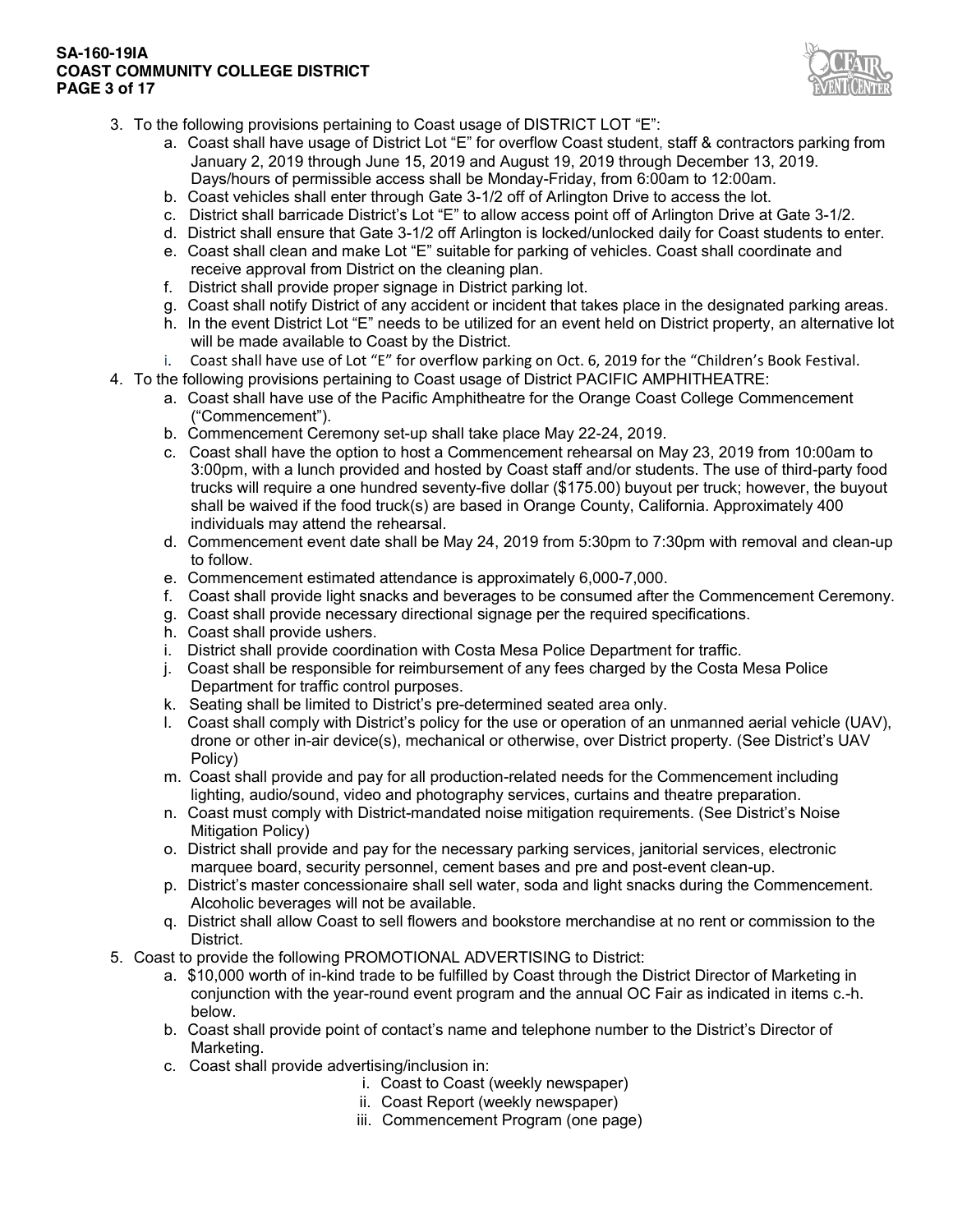3. To the following provisions pertaining to Coast usage of DISTRICT LOT "E":
   a. Coast shall have usage of District Lot "E" for overflow Coast student, staff & contractors parking from January 2, 2019 through June 15, 2019 and August 19, 2019 through December 13, 2019. Days/hours of permissible access shall be Monday-Friday, from 6:00am to 12:00am.
   b. Coast vehicles shall enter through Gate 3-1/2 off of Arlington Drive to access the lot.
   c. District shall barricade District's Lot "E" to allow access point off of Arlington Drive at Gate 3-1/2.
   d. District shall ensure that Gate 3-1/2 off Arlington is locked/unlocked daily for Coast students to enter.
   e. Coast shall clean and make Lot "E" suitable for parking of vehicles. Coast shall coordinate and receive approval from District on the cleaning plan.
   f. District shall provide proper signage in District parking lot.
   g. Coast shall notify District of any accident or incident that takes place in the designated parking areas.
   h. In the event District Lot "E" needs to be utilized for an event held on District property, an alternative lot will be made available to Coast by the District.
   i. Coast shall have use of Lot "E" for overflow parking on Oct. 6, 2019 for the "Children's Book Festival.
4. To the following provisions pertaining to Coast usage of District PACIFIC AMPHITHEATRE:
   a. Coast shall have use of the Pacific Amphitheatre for the Orange Coast College Commencement ("Commencement").
   b. Commencement Ceremony set-up shall take place May 22-24, 2019.
   c. Coast shall have the option to host a Commencement rehearsal on May 23, 2019 from 10:00am to 3:00pm, with a lunch provided and hosted by Coast staff and/or students. The use of third-party food trucks will require a one hundred seventy-five dollar ($175.00) buyout per truck; however, the buyout shall be waived if the food truck(s) are based in Orange County, California. Approximately 400 individuals may attend the rehearsal.
   d. Commencement event date shall be May 24, 2019 from 5:30pm to 7:30pm with removal and clean-up to follow.
   e. Commencement estimated attendance is approximately 6,000-7,000.
   f. Coast shall provide light snacks and beverages to be consumed after the Commencement Ceremony.
   g. Coast shall provide necessary directional signage per the required specifications.
   h. Coast shall provide ushers.
   i. District shall provide coordination with Costa Mesa Police Department for traffic.
   j. Coast shall be responsible for reimbursement of any fees charged by the Costa Mesa Police Department for traffic control purposes.
   k. Seating shall be limited to District's pre-determined seated area only.
   l. Coast shall comply with District's policy for the use or operation of an unmanned aerial vehicle (UAV), drone or other in-air device(s), mechanical or otherwise, over District property. (See District's UAV Policy)
   m. Coast shall provide and pay for all production-related needs for the Commencement including lighting, audio/sound, video and photography services, curtains and theatre preparation.
   n. Coast must comply with District-mandated noise mitigation requirements. (See District's Noise Mitigation Policy)
   o. District shall provide and pay for the necessary parking services, janitorial services, electronic marquee board, security personnel, cement bases and pre and post-event clean-up.
   p. District's master concessionaire shall sell water, soda and light snacks during the Commencement. Alcoholic beverages will not be available.
   q. District shall allow Coast to sell flowers and bookstore merchandise at no rent or commission to the District.
5. Coast to provide the following PROMOTIONAL ADVERTISING to District:
   a. $10,000 worth of in-kind trade to be fulfilled by Coast through the District Director of Marketing in conjunction with the year-round event program and the annual OC Fair as indicated in items c.-h. below.
   b. Coast shall provide point of contact's name and telephone number to the District's Director of Marketing.
   c. Coast shall provide advertising/inclusion in:
      i. Coast to Coast (weekly newspaper)
      ii. Coast Report (weekly newspaper)
      iii. Commencement Program (one page)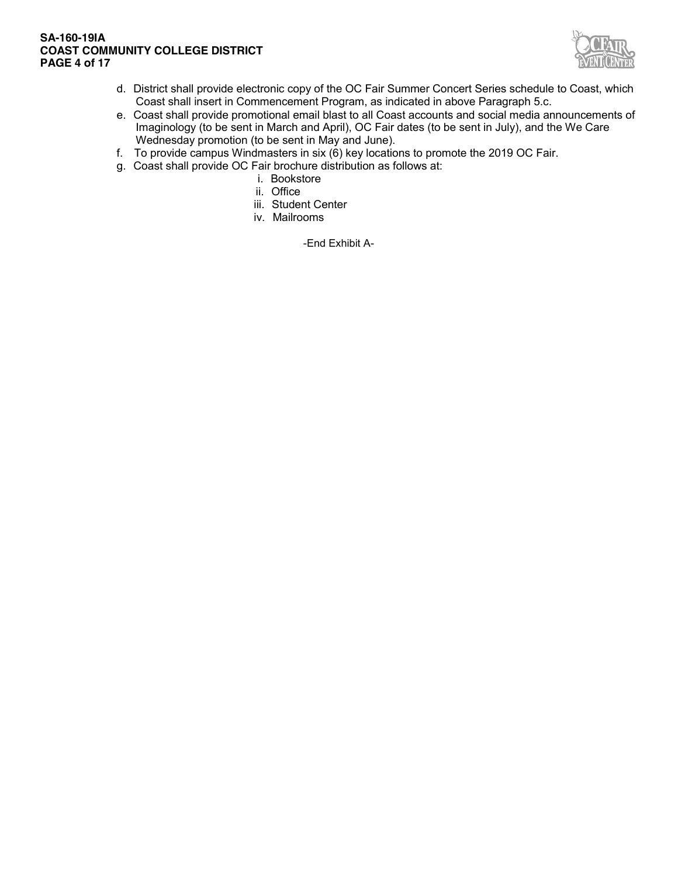d. District shall provide electronic copy of the OC Fair Summer Concert Series schedule to Coast, which Coast shall insert in Commencement Program, as indicated in above Paragraph 5.c.

e. Coast shall provide promotional email blast to all Coast accounts and social media announcements of Imaginology (to be sent in March and April), OC Fair dates (to be sent in July), and the We Care Wednesday promotion (to be sent in May and June).

f. To provide campus Windmasters in six (6) key locations to promote the 2019 OC Fair.

g. Coast shall provide OC Fair brochure distribution as follows at:

   i. Bookstore
   ii. Office
   iii. Student Center
   iv. Mailrooms

-End Exhibit A-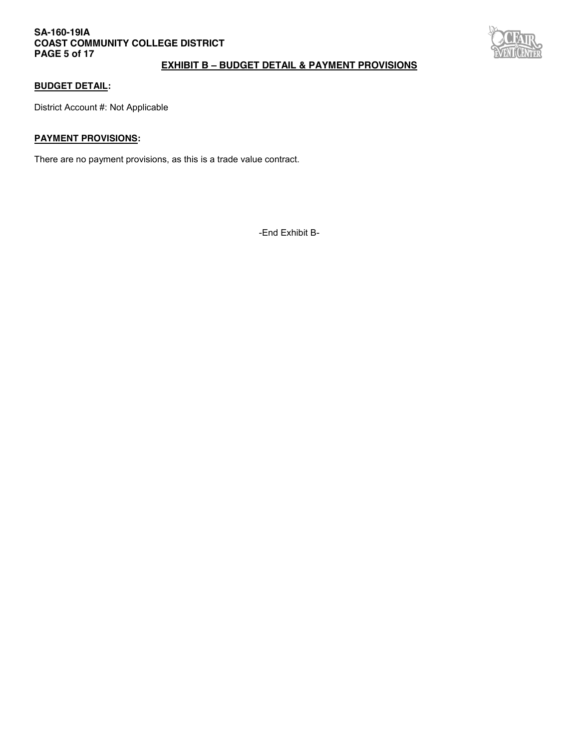## EXHIBIT B – BUDGET DETAIL & PAYMENT PROVISIONS

**BUDGET DETAIL:**

District Account #: Not Applicable

**PAYMENT PROVISIONS:**

There are no payment provisions, as this is a trade value contract.

-End Exhibit B-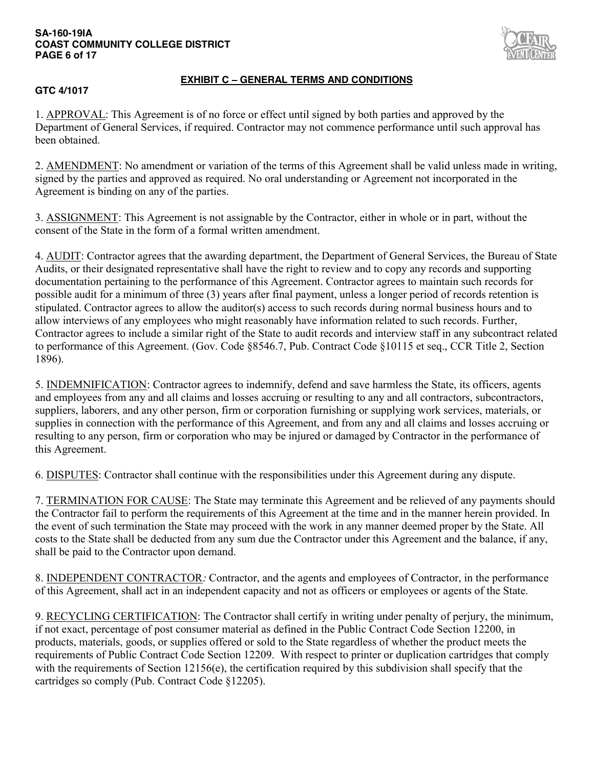## EXHIBIT C – GENERAL TERMS AND CONDITIONS

**GTC 4/1017**

1. APPROVAL: This Agreement is of no force or effect until signed by both parties and approved by the Department of General Services, if required. Contractor may not commence performance until such approval has been obtained.

2. AMENDMENT: No amendment or variation of the terms of this Agreement shall be valid unless made in writing, signed by the parties and approved as required. No oral understanding or Agreement not incorporated in the Agreement is binding on any of the parties.

3. ASSIGNMENT: This Agreement is not assignable by the Contractor, either in whole or in part, without the consent of the State in the form of a formal written amendment.

4. AUDIT: Contractor agrees that the awarding department, the Department of General Services, the Bureau of State Audits, or their designated representative shall have the right to review and to copy any records and supporting documentation pertaining to the performance of this Agreement. Contractor agrees to maintain such records for possible audit for a minimum of three (3) years after final payment, unless a longer period of records retention is stipulated. Contractor agrees to allow the auditor(s) access to such records during normal business hours and to allow interviews of any employees who might reasonably have information related to such records. Further, Contractor agrees to include a similar right of the State to audit records and interview staff in any subcontract related to performance of this Agreement. (Gov. Code §8546.7, Pub. Contract Code §10115 et seq., CCR Title 2, Section 1896).

5. INDEMNIFICATION: Contractor agrees to indemnify, defend and save harmless the State, its officers, agents and employees from any and all claims and losses accruing or resulting to any and all contractors, subcontractors, suppliers, laborers, and any other person, firm or corporation furnishing or supplying work services, materials, or supplies in connection with the performance of this Agreement, and from any and all claims and losses accruing or resulting to any person, firm or corporation who may be injured or damaged by Contractor in the performance of this Agreement.

6. DISPUTES: Contractor shall continue with the responsibilities under this Agreement during any dispute.

7. TERMINATION FOR CAUSE: The State may terminate this Agreement and be relieved of any payments should the Contractor fail to perform the requirements of this Agreement at the time and in the manner herein provided. In the event of such termination the State may proceed with the work in any manner deemed proper by the State. All costs to the State shall be deducted from any sum due the Contractor under this Agreement and the balance, if any, shall be paid to the Contractor upon demand.

8. INDEPENDENT CONTRACTOR*:* Contractor, and the agents and employees of Contractor, in the performance of this Agreement, shall act in an independent capacity and not as officers or employees or agents of the State.

9. RECYCLING CERTIFICATION: The Contractor shall certify in writing under penalty of perjury, the minimum, if not exact, percentage of post consumer material as defined in the Public Contract Code Section 12200, in products, materials, goods, or supplies offered or sold to the State regardless of whether the product meets the requirements of Public Contract Code Section 12209. With respect to printer or duplication cartridges that comply with the requirements of Section 12156(e), the certification required by this subdivision shall specify that the cartridges so comply (Pub. Contract Code §12205).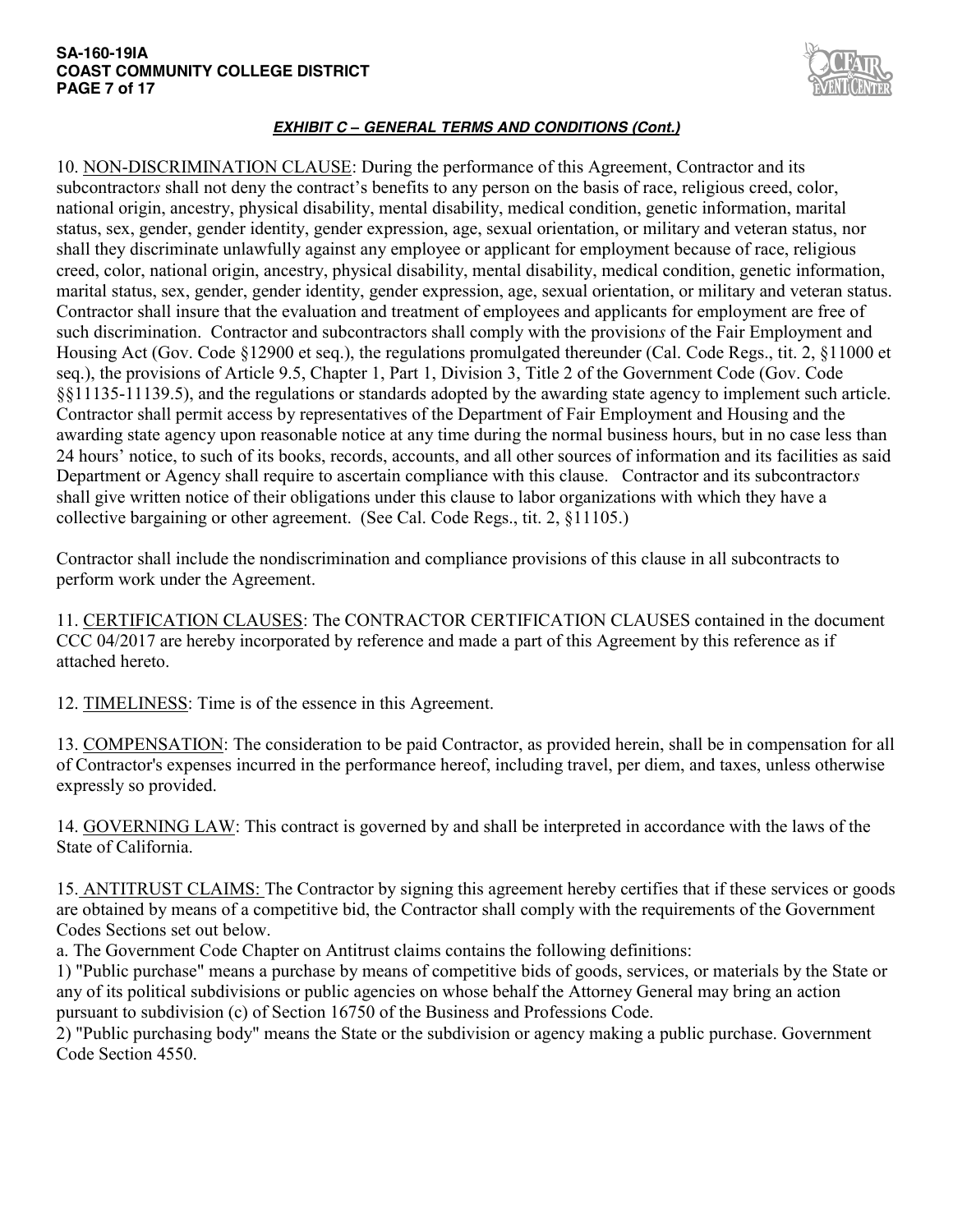***EXHIBIT C – GENERAL TERMS AND CONDITIONS (Cont.)***

10. NON-DISCRIMINATION CLAUSE: During the performance of this Agreement, Contractor and its subcontractor*s* shall not deny the contract's benefits to any person on the basis of race, religious creed, color, national origin, ancestry, physical disability, mental disability, medical condition, genetic information, marital status, sex, gender, gender identity, gender expression, age, sexual orientation, or military and veteran status, nor shall they discriminate unlawfully against any employee or applicant for employment because of race, religious creed, color, national origin, ancestry, physical disability, mental disability, medical condition, genetic information, marital status, sex, gender, gender identity, gender expression, age, sexual orientation, or military and veteran status. Contractor shall insure that the evaluation and treatment of employees and applicants for employment are free of such discrimination. Contractor and subcontractors shall comply with the provision*s* of the Fair Employment and Housing Act (Gov. Code §12900 et seq.), the regulations promulgated thereunder (Cal. Code Regs., tit. 2, §11000 et seq.), the provisions of Article 9.5, Chapter 1, Part 1, Division 3, Title 2 of the Government Code (Gov. Code §§11135-11139.5), and the regulations or standards adopted by the awarding state agency to implement such article. Contractor shall permit access by representatives of the Department of Fair Employment and Housing and the awarding state agency upon reasonable notice at any time during the normal business hours, but in no case less than 24 hours' notice, to such of its books, records, accounts, and all other sources of information and its facilities as said Department or Agency shall require to ascertain compliance with this clause. Contractor and its subcontractor*s* shall give written notice of their obligations under this clause to labor organizations with which they have a collective bargaining or other agreement. (See Cal. Code Regs., tit. 2, §11105.)

Contractor shall include the nondiscrimination and compliance provisions of this clause in all subcontracts to perform work under the Agreement.

11. CERTIFICATION CLAUSES: The CONTRACTOR CERTIFICATION CLAUSES contained in the document CCC 04/2017 are hereby incorporated by reference and made a part of this Agreement by this reference as if attached hereto.

12. TIMELINESS: Time is of the essence in this Agreement.

13. COMPENSATION: The consideration to be paid Contractor, as provided herein, shall be in compensation for all of Contractor's expenses incurred in the performance hereof, including travel, per diem, and taxes, unless otherwise expressly so provided.

14. GOVERNING LAW: This contract is governed by and shall be interpreted in accordance with the laws of the State of California.

15. ANTITRUST CLAIMS: The Contractor by signing this agreement hereby certifies that if these services or goods are obtained by means of a competitive bid, the Contractor shall comply with the requirements of the Government Codes Sections set out below.

a. The Government Code Chapter on Antitrust claims contains the following definitions:

1) "Public purchase" means a purchase by means of competitive bids of goods, services, or materials by the State or any of its political subdivisions or public agencies on whose behalf the Attorney General may bring an action pursuant to subdivision (c) of Section 16750 of the Business and Professions Code.

2) "Public purchasing body" means the State or the subdivision or agency making a public purchase. Government Code Section 4550.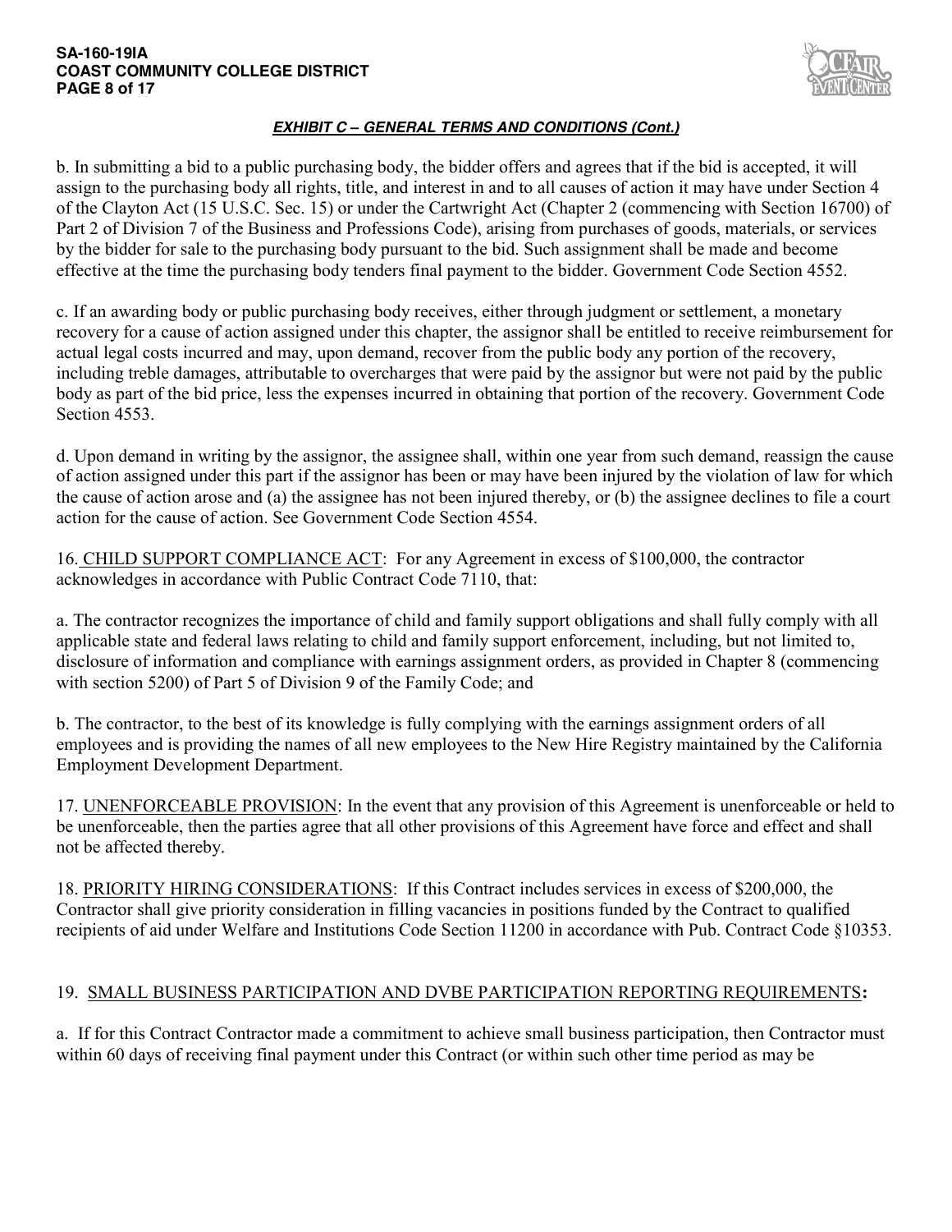***EXHIBIT C – GENERAL TERMS AND CONDITIONS (Cont.)***

b. In submitting a bid to a public purchasing body, the bidder offers and agrees that if the bid is accepted, it will assign to the purchasing body all rights, title, and interest in and to all causes of action it may have under Section 4 of the Clayton Act (15 U.S.C. Sec. 15) or under the Cartwright Act (Chapter 2 (commencing with Section 16700) of Part 2 of Division 7 of the Business and Professions Code), arising from purchases of goods, materials, or services by the bidder for sale to the purchasing body pursuant to the bid. Such assignment shall be made and become effective at the time the purchasing body tenders final payment to the bidder. Government Code Section 4552.

c. If an awarding body or public purchasing body receives, either through judgment or settlement, a monetary recovery for a cause of action assigned under this chapter, the assignor shall be entitled to receive reimbursement for actual legal costs incurred and may, upon demand, recover from the public body any portion of the recovery, including treble damages, attributable to overcharges that were paid by the assignor but were not paid by the public body as part of the bid price, less the expenses incurred in obtaining that portion of the recovery. Government Code Section 4553.

d. Upon demand in writing by the assignor, the assignee shall, within one year from such demand, reassign the cause of action assigned under this part if the assignor has been or may have been injured by the violation of law for which the cause of action arose and (a) the assignee has not been injured thereby, or (b) the assignee declines to file a court action for the cause of action. See Government Code Section 4554.

16. CHILD SUPPORT COMPLIANCE ACT: For any Agreement in excess of $100,000, the contractor acknowledges in accordance with Public Contract Code 7110, that:

a. The contractor recognizes the importance of child and family support obligations and shall fully comply with all applicable state and federal laws relating to child and family support enforcement, including, but not limited to, disclosure of information and compliance with earnings assignment orders, as provided in Chapter 8 (commencing with section 5200) of Part 5 of Division 9 of the Family Code; and

b. The contractor, to the best of its knowledge is fully complying with the earnings assignment orders of all employees and is providing the names of all new employees to the New Hire Registry maintained by the California Employment Development Department.

17. UNENFORCEABLE PROVISION: In the event that any provision of this Agreement is unenforceable or held to be unenforceable, then the parties agree that all other provisions of this Agreement have force and effect and shall not be affected thereby.

18. PRIORITY HIRING CONSIDERATIONS: If this Contract includes services in excess of $200,000, the Contractor shall give priority consideration in filling vacancies in positions funded by the Contract to qualified recipients of aid under Welfare and Institutions Code Section 11200 in accordance with Pub. Contract Code §10353.

19. SMALL BUSINESS PARTICIPATION AND DVBE PARTICIPATION REPORTING REQUIREMENTS**:**

a. If for this Contract Contractor made a commitment to achieve small business participation, then Contractor must within 60 days of receiving final payment under this Contract (or within such other time period as may be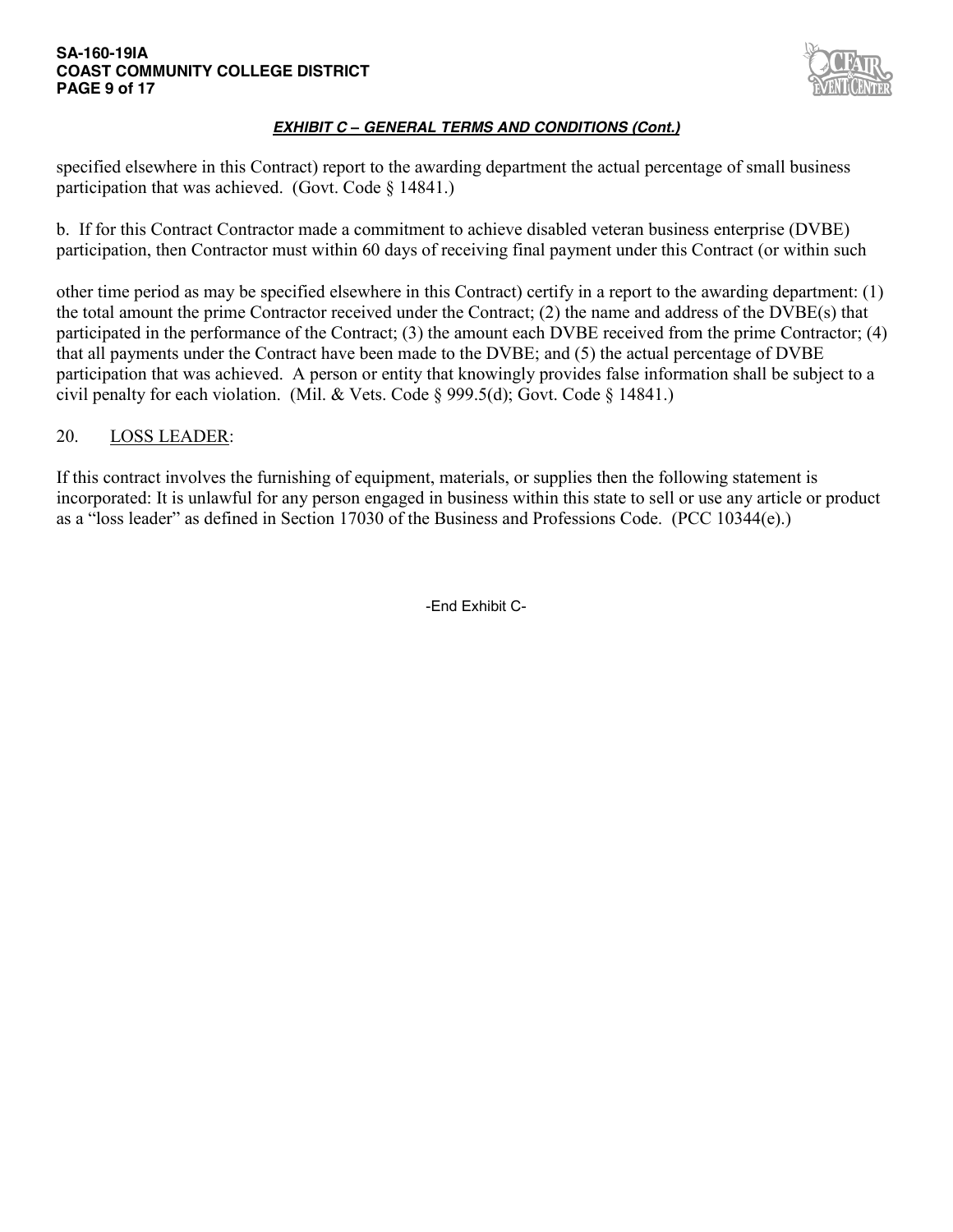### *EXHIBIT C – GENERAL TERMS AND CONDITIONS (Cont.)*

specified elsewhere in this Contract) report to the awarding department the actual percentage of small business participation that was achieved. (Govt. Code § 14841.)

b. If for this Contract Contractor made a commitment to achieve disabled veteran business enterprise (DVBE) participation, then Contractor must within 60 days of receiving final payment under this Contract (or within such other time period as may be specified elsewhere in this Contract) certify in a report to the awarding department: (1) the total amount the prime Contractor received under the Contract; (2) the name and address of the DVBE(s) that participated in the performance of the Contract; (3) the amount each DVBE received from the prime Contractor; (4) that all payments under the Contract have been made to the DVBE; and (5) the actual percentage of DVBE participation that was achieved. A person or entity that knowingly provides false information shall be subject to a civil penalty for each violation. (Mil. & Vets. Code § 999.5(d); Govt. Code § 14841.)

20. LOSS LEADER:

If this contract involves the furnishing of equipment, materials, or supplies then the following statement is incorporated: It is unlawful for any person engaged in business within this state to sell or use any article or product as a "loss leader" as defined in Section 17030 of the Business and Professions Code. (PCC 10344(e).)

-End Exhibit C-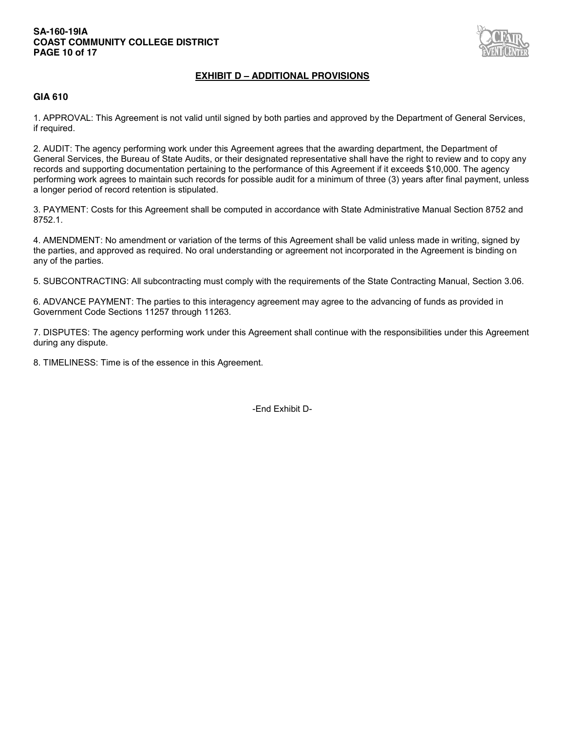## EXHIBIT D – ADDITIONAL PROVISIONS

**GIA 610**

1. APPROVAL: This Agreement is not valid until signed by both parties and approved by the Department of General Services, if required.

2. AUDIT: The agency performing work under this Agreement agrees that the awarding department, the Department of General Services, the Bureau of State Audits, or their designated representative shall have the right to review and to copy any records and supporting documentation pertaining to the performance of this Agreement if it exceeds $10,000. The agency performing work agrees to maintain such records for possible audit for a minimum of three (3) years after final payment, unless a longer period of record retention is stipulated.

3. PAYMENT: Costs for this Agreement shall be computed in accordance with State Administrative Manual Section 8752 and 8752.1.

4. AMENDMENT: No amendment or variation of the terms of this Agreement shall be valid unless made in writing, signed by the parties, and approved as required. No oral understanding or agreement not incorporated in the Agreement is binding on any of the parties.

5. SUBCONTRACTING: All subcontracting must comply with the requirements of the State Contracting Manual, Section 3.06.

6. ADVANCE PAYMENT: The parties to this interagency agreement may agree to the advancing of funds as provided in Government Code Sections 11257 through 11263.

7. DISPUTES: The agency performing work under this Agreement shall continue with the responsibilities under this Agreement during any dispute.

8. TIMELINESS: Time is of the essence in this Agreement.

-End Exhibit D-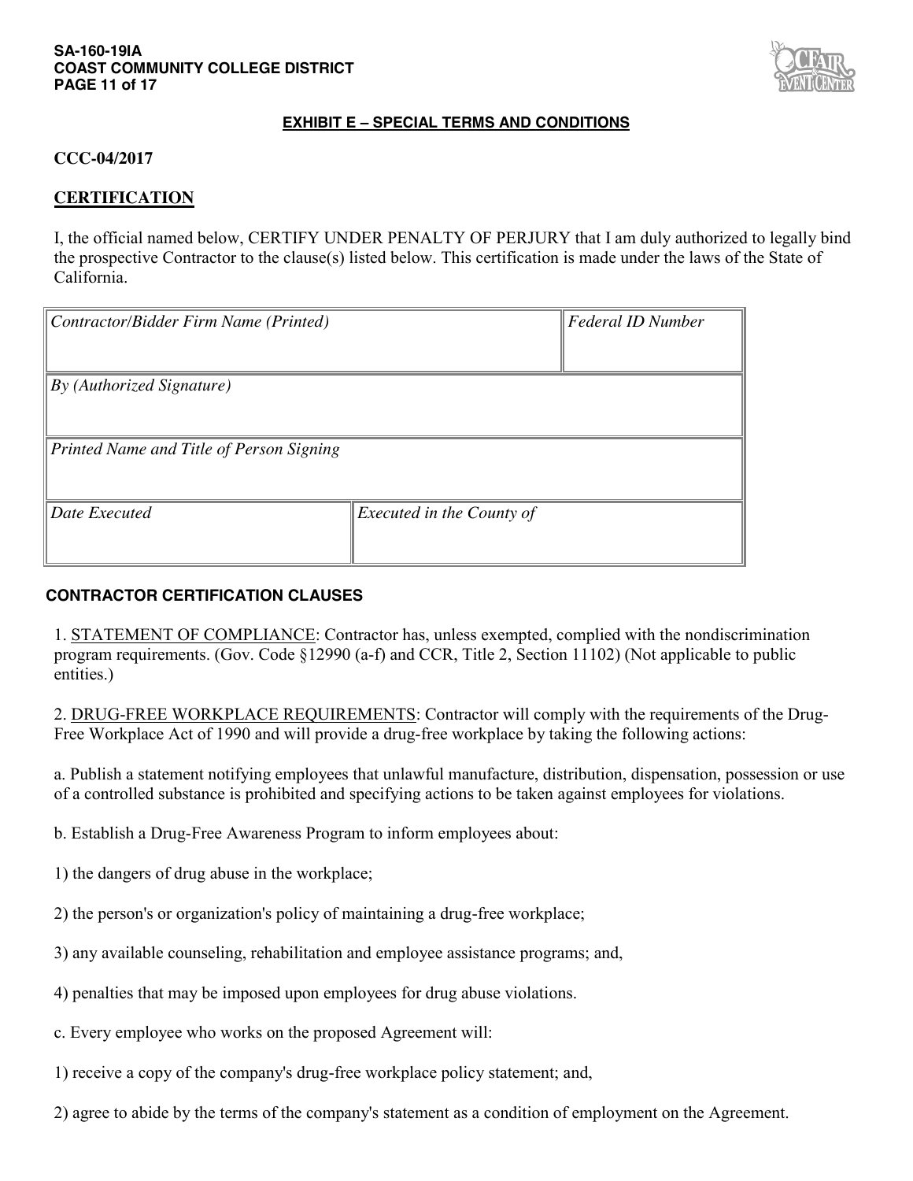## EXHIBIT E – SPECIAL TERMS AND CONDITIONS

**CCC-04/2017**

**CERTIFICATION**

I, the official named below, CERTIFY UNDER PENALTY OF PERJURY that I am duly authorized to legally bind the prospective Contractor to the clause(s) listed below. This certification is made under the laws of the State of California.

| *Contractor/Bidder Firm Name (Printed)* | | *Federal ID Number* |
|---|---|---|
| *By (Authorized Signature)* | | |
| *Printed Name and Title of Person Signing* | | |
| *Date Executed* | *Executed in the County of* | |

### CONTRACTOR CERTIFICATION CLAUSES

1. STATEMENT OF COMPLIANCE: Contractor has, unless exempted, complied with the nondiscrimination program requirements. (Gov. Code §12990 (a-f) and CCR, Title 2, Section 11102) (Not applicable to public entities.)

2. DRUG-FREE WORKPLACE REQUIREMENTS: Contractor will comply with the requirements of the Drug-Free Workplace Act of 1990 and will provide a drug-free workplace by taking the following actions:

a. Publish a statement notifying employees that unlawful manufacture, distribution, dispensation, possession or use of a controlled substance is prohibited and specifying actions to be taken against employees for violations.

b. Establish a Drug-Free Awareness Program to inform employees about:

1) the dangers of drug abuse in the workplace;

2) the person's or organization's policy of maintaining a drug-free workplace;

3) any available counseling, rehabilitation and employee assistance programs; and,

4) penalties that may be imposed upon employees for drug abuse violations.

c. Every employee who works on the proposed Agreement will:

1) receive a copy of the company's drug-free workplace policy statement; and,

2) agree to abide by the terms of the company's statement as a condition of employment on the Agreement.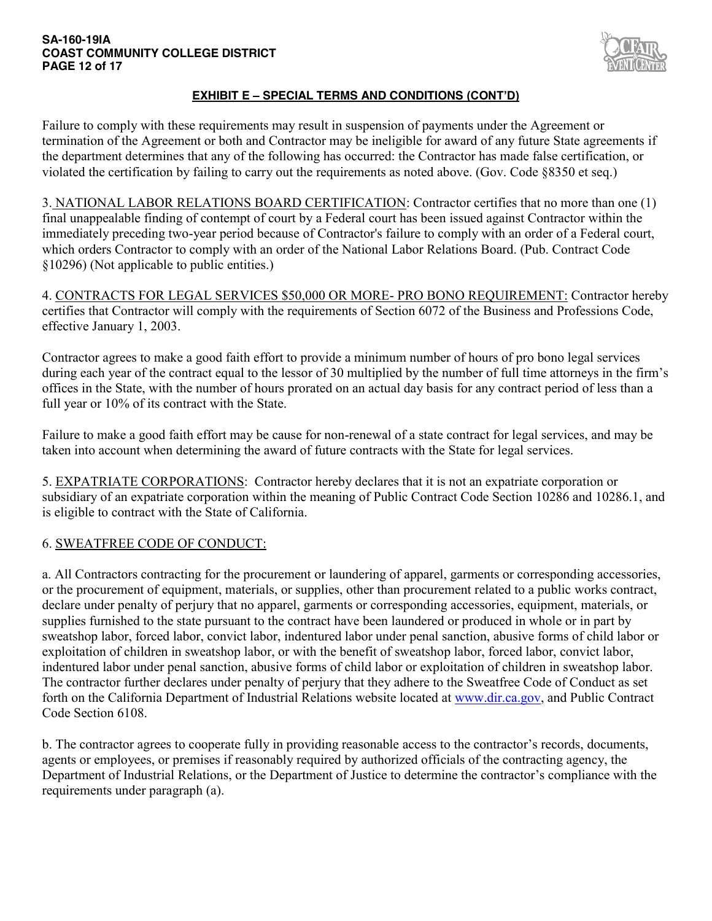## EXHIBIT E – SPECIAL TERMS AND CONDITIONS (CONT'D)

Failure to comply with these requirements may result in suspension of payments under the Agreement or termination of the Agreement or both and Contractor may be ineligible for award of any future State agreements if the department determines that any of the following has occurred: the Contractor has made false certification, or violated the certification by failing to carry out the requirements as noted above. (Gov. Code §8350 et seq.)

3. NATIONAL LABOR RELATIONS BOARD CERTIFICATION: Contractor certifies that no more than one (1) final unappealable finding of contempt of court by a Federal court has been issued against Contractor within the immediately preceding two-year period because of Contractor's failure to comply with an order of a Federal court, which orders Contractor to comply with an order of the National Labor Relations Board. (Pub. Contract Code §10296) (Not applicable to public entities.)

4. CONTRACTS FOR LEGAL SERVICES $50,000 OR MORE- PRO BONO REQUIREMENT: Contractor hereby certifies that Contractor will comply with the requirements of Section 6072 of the Business and Professions Code, effective January 1, 2003.

Contractor agrees to make a good faith effort to provide a minimum number of hours of pro bono legal services during each year of the contract equal to the lessor of 30 multiplied by the number of full time attorneys in the firm's offices in the State, with the number of hours prorated on an actual day basis for any contract period of less than a full year or 10% of its contract with the State.

Failure to make a good faith effort may be cause for non-renewal of a state contract for legal services, and may be taken into account when determining the award of future contracts with the State for legal services.

5. EXPATRIATE CORPORATIONS: Contractor hereby declares that it is not an expatriate corporation or subsidiary of an expatriate corporation within the meaning of Public Contract Code Section 10286 and 10286.1, and is eligible to contract with the State of California.

6. SWEATFREE CODE OF CONDUCT:

a. All Contractors contracting for the procurement or laundering of apparel, garments or corresponding accessories, or the procurement of equipment, materials, or supplies, other than procurement related to a public works contract, declare under penalty of perjury that no apparel, garments or corresponding accessories, equipment, materials, or supplies furnished to the state pursuant to the contract have been laundered or produced in whole or in part by sweatshop labor, forced labor, convict labor, indentured labor under penal sanction, abusive forms of child labor or exploitation of children in sweatshop labor, or with the benefit of sweatshop labor, forced labor, convict labor, indentured labor under penal sanction, abusive forms of child labor or exploitation of children in sweatshop labor. The contractor further declares under penalty of perjury that they adhere to the Sweatfree Code of Conduct as set forth on the California Department of Industrial Relations website located at www.dir.ca.gov, and Public Contract Code Section 6108.

b. The contractor agrees to cooperate fully in providing reasonable access to the contractor's records, documents, agents or employees, or premises if reasonably required by authorized officials of the contracting agency, the Department of Industrial Relations, or the Department of Justice to determine the contractor's compliance with the requirements under paragraph (a).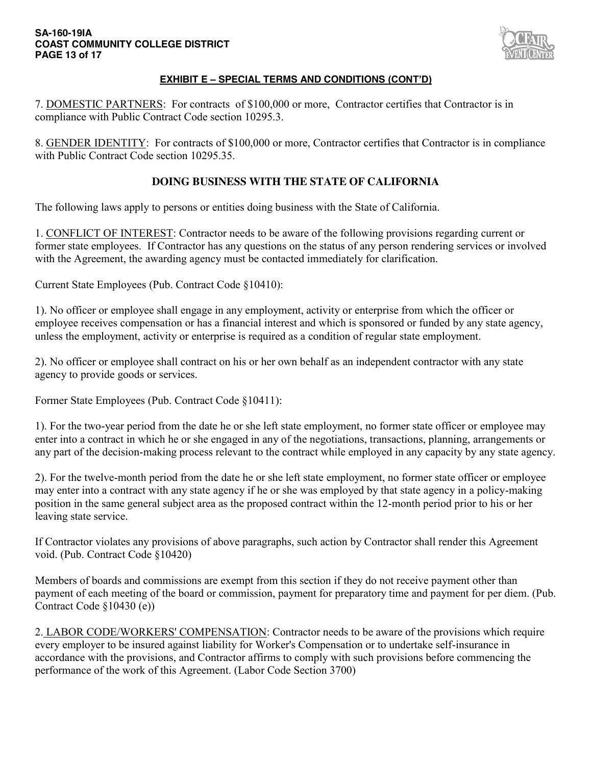## EXHIBIT E – SPECIAL TERMS AND CONDITIONS (CONT'D)

7. DOMESTIC PARTNERS: For contracts of $100,000 or more, Contractor certifies that Contractor is in compliance with Public Contract Code section 10295.3.

8. GENDER IDENTITY: For contracts of $100,000 or more, Contractor certifies that Contractor is in compliance with Public Contract Code section 10295.35.

### DOING BUSINESS WITH THE STATE OF CALIFORNIA

The following laws apply to persons or entities doing business with the State of California.

1. CONFLICT OF INTEREST: Contractor needs to be aware of the following provisions regarding current or former state employees. If Contractor has any questions on the status of any person rendering services or involved with the Agreement, the awarding agency must be contacted immediately for clarification.

Current State Employees (Pub. Contract Code §10410):

1). No officer or employee shall engage in any employment, activity or enterprise from which the officer or employee receives compensation or has a financial interest and which is sponsored or funded by any state agency, unless the employment, activity or enterprise is required as a condition of regular state employment.

2). No officer or employee shall contract on his or her own behalf as an independent contractor with any state agency to provide goods or services.

Former State Employees (Pub. Contract Code §10411):

1). For the two-year period from the date he or she left state employment, no former state officer or employee may enter into a contract in which he or she engaged in any of the negotiations, transactions, planning, arrangements or any part of the decision-making process relevant to the contract while employed in any capacity by any state agency.

2). For the twelve-month period from the date he or she left state employment, no former state officer or employee may enter into a contract with any state agency if he or she was employed by that state agency in a policy-making position in the same general subject area as the proposed contract within the 12-month period prior to his or her leaving state service.

If Contractor violates any provisions of above paragraphs, such action by Contractor shall render this Agreement void. (Pub. Contract Code §10420)

Members of boards and commissions are exempt from this section if they do not receive payment other than payment of each meeting of the board or commission, payment for preparatory time and payment for per diem. (Pub. Contract Code §10430 (e))

2. LABOR CODE/WORKERS' COMPENSATION: Contractor needs to be aware of the provisions which require every employer to be insured against liability for Worker's Compensation or to undertake self-insurance in accordance with the provisions, and Contractor affirms to comply with such provisions before commencing the performance of the work of this Agreement. (Labor Code Section 3700)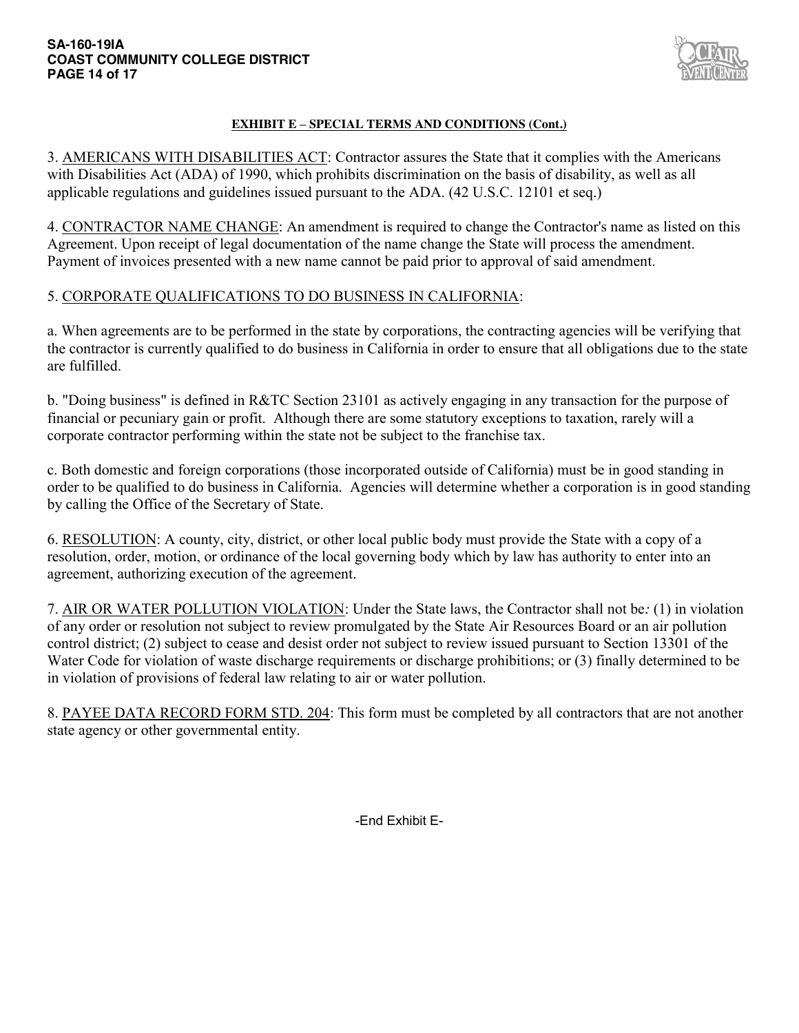**EXHIBIT E – SPECIAL TERMS AND CONDITIONS (Cont.)**

3. AMERICANS WITH DISABILITIES ACT: Contractor assures the State that it complies with the Americans with Disabilities Act (ADA) of 1990, which prohibits discrimination on the basis of disability, as well as all applicable regulations and guidelines issued pursuant to the ADA. (42 U.S.C. 12101 et seq.)

4. CONTRACTOR NAME CHANGE: An amendment is required to change the Contractor's name as listed on this Agreement. Upon receipt of legal documentation of the name change the State will process the amendment. Payment of invoices presented with a new name cannot be paid prior to approval of said amendment.

5. CORPORATE QUALIFICATIONS TO DO BUSINESS IN CALIFORNIA:

a. When agreements are to be performed in the state by corporations, the contracting agencies will be verifying that the contractor is currently qualified to do business in California in order to ensure that all obligations due to the state are fulfilled.

b. "Doing business" is defined in R&TC Section 23101 as actively engaging in any transaction for the purpose of financial or pecuniary gain or profit. Although there are some statutory exceptions to taxation, rarely will a corporate contractor performing within the state not be subject to the franchise tax.

c. Both domestic and foreign corporations (those incorporated outside of California) must be in good standing in order to be qualified to do business in California. Agencies will determine whether a corporation is in good standing by calling the Office of the Secretary of State.

6. RESOLUTION: A county, city, district, or other local public body must provide the State with a copy of a resolution, order, motion, or ordinance of the local governing body which by law has authority to enter into an agreement, authorizing execution of the agreement.

7. AIR OR WATER POLLUTION VIOLATION: Under the State laws, the Contractor shall not be*:* (1) in violation of any order or resolution not subject to review promulgated by the State Air Resources Board or an air pollution control district; (2) subject to cease and desist order not subject to review issued pursuant to Section 13301 of the Water Code for violation of waste discharge requirements or discharge prohibitions; or (3) finally determined to be in violation of provisions of federal law relating to air or water pollution.

8. PAYEE DATA RECORD FORM STD. 204: This form must be completed by all contractors that are not another state agency or other governmental entity.

-End Exhibit E-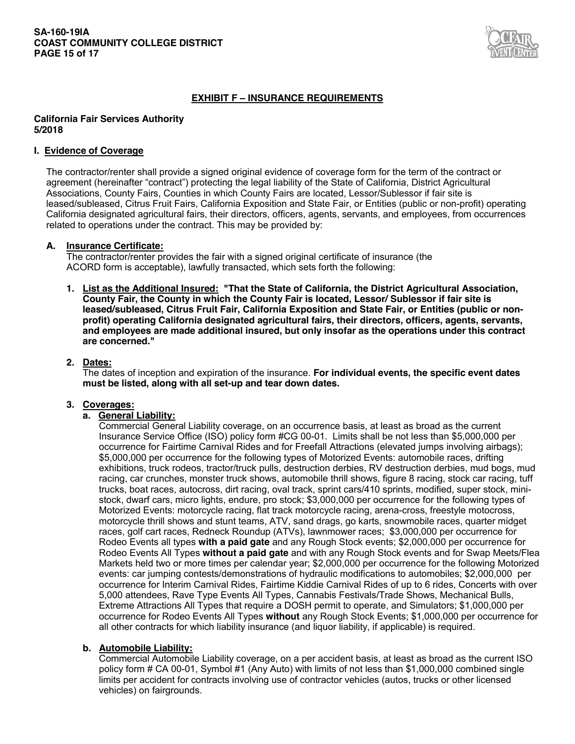## EXHIBIT F – INSURANCE REQUIREMENTS

**California Fair Services Authority**
**5/2018**

### I. Evidence of Coverage

The contractor/renter shall provide a signed original evidence of coverage form for the term of the contract or agreement (hereinafter "contract") protecting the legal liability of the State of California, District Agricultural Associations, County Fairs, Counties in which County Fairs are located, Lessor/Sublessor if fair site is leased/subleased, Citrus Fruit Fairs, California Exposition and State Fair, or Entities (public or non-profit) operating California designated agricultural fairs, their directors, officers, agents, servants, and employees, from occurrences related to operations under the contract. This may be provided by:

#### A. Insurance Certificate:

The contractor/renter provides the fair with a signed original certificate of insurance (the ACORD form is acceptable), lawfully transacted, which sets forth the following:

1. **List as the Additional Insured: "That the State of California, the District Agricultural Association, County Fair, the County in which the County Fair is located, Lessor/ Sublessor if fair site is leased/subleased, Citrus Fruit Fair, California Exposition and State Fair, or Entities (public or non-profit) operating California designated agricultural fairs, their directors, officers, agents, servants, and employees are made additional insured, but only insofar as the operations under this contract are concerned."**

2. **Dates:**
   The dates of inception and expiration of the insurance. **For individual events, the specific event dates must be listed, along with all set-up and tear down dates.**

3. **Coverages:**

   a. **General Liability:**
   Commercial General Liability coverage, on an occurrence basis, at least as broad as the current Insurance Service Office (ISO) policy form #CG 00-01. Limits shall be not less than $5,000,000 per occurrence for Fairtime Carnival Rides and for Freefall Attractions (elevated jumps involving airbags); $5,000,000 per occurrence for the following types of Motorized Events: automobile races, drifting exhibitions, truck rodeos, tractor/truck pulls, destruction derbies, RV destruction derbies, mud bogs, mud racing, car crunches, monster truck shows, automobile thrill shows, figure 8 racing, stock car racing, tuff trucks, boat races, autocross, dirt racing, oval track, sprint cars/410 sprints, modified, super stock, mini-stock, dwarf cars, micro lights, endure, pro stock; $3,000,000 per occurrence for the following types of Motorized Events: motorcycle racing, flat track motorcycle racing, arena-cross, freestyle motocross, motorcycle thrill shows and stunt teams, ATV, sand drags, go karts, snowmobile races, quarter midget races, golf cart races, Redneck Roundup (ATVs), lawnmower races; $3,000,000 per occurrence for Rodeo Events all types **with a paid gate** and any Rough Stock events; $2,000,000 per occurrence for Rodeo Events All Types **without a paid gate** and with any Rough Stock events and for Swap Meets/Flea Markets held two or more times per calendar year; $2,000,000 per occurrence for the following Motorized events: car jumping contests/demonstrations of hydraulic modifications to automobiles; $2,000,000 per occurrence for Interim Carnival Rides, Fairtime Kiddie Carnival Rides of up to 6 rides, Concerts with over 5,000 attendees, Rave Type Events All Types, Cannabis Festivals/Trade Shows, Mechanical Bulls, Extreme Attractions All Types that require a DOSH permit to operate, and Simulators; $1,000,000 per occurrence for Rodeo Events All Types **without** any Rough Stock Events; $1,000,000 per occurrence for all other contracts for which liability insurance (and liquor liability, if applicable) is required.

   b. **Automobile Liability:**
   Commercial Automobile Liability coverage, on a per accident basis, at least as broad as the current ISO policy form # CA 00-01, Symbol #1 (Any Auto) with limits of not less than $1,000,000 combined single limits per accident for contracts involving use of contractor vehicles (autos, trucks or other licensed vehicles) on fairgrounds.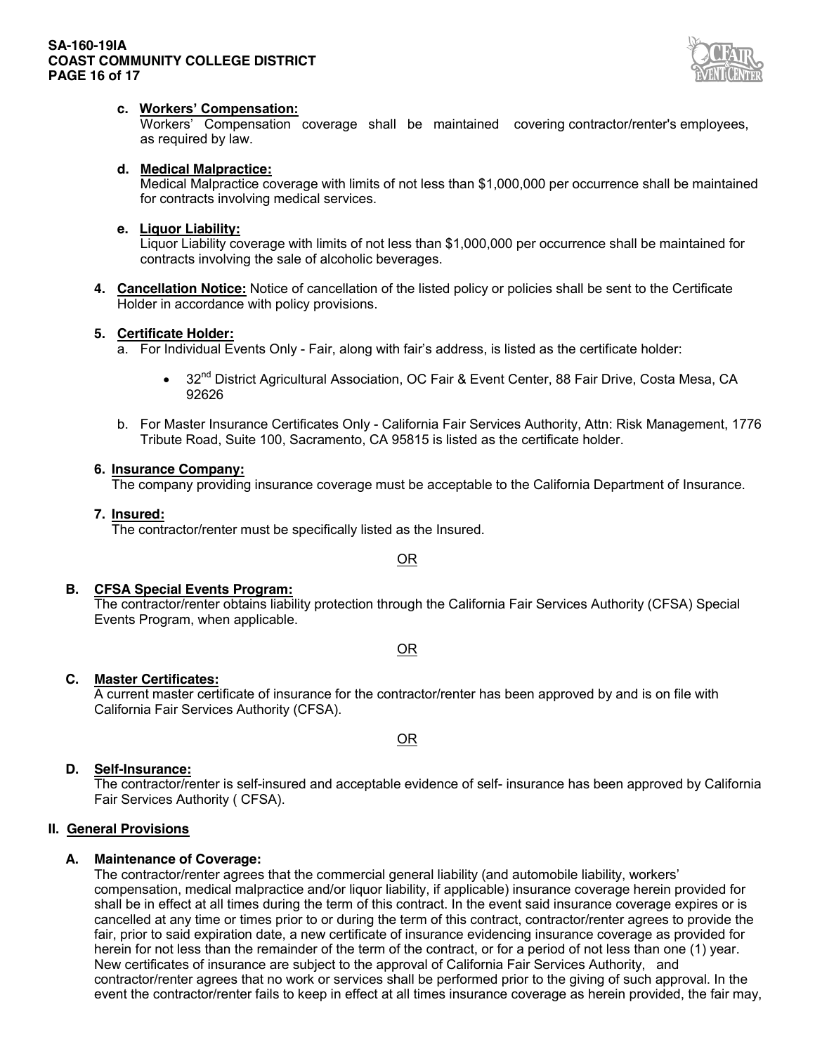c. **Workers' Compensation:**
Workers' Compensation coverage shall be maintained covering contractor/renter's employees, as required by law.

d. **Medical Malpractice:**
Medical Malpractice coverage with limits of not less than $1,000,000 per occurrence shall be maintained for contracts involving medical services.

e. **Liquor Liability:**
Liquor Liability coverage with limits of not less than $1,000,000 per occurrence shall be maintained for contracts involving the sale of alcoholic beverages.

4. **Cancellation Notice:** Notice of cancellation of the listed policy or policies shall be sent to the Certificate Holder in accordance with policy provisions.

5. **Certificate Holder:**
   a. For Individual Events Only - Fair, along with fair's address, is listed as the certificate holder:

      - 32nd District Agricultural Association, OC Fair & Event Center, 88 Fair Drive, Costa Mesa, CA 92626

   b. For Master Insurance Certificates Only - California Fair Services Authority, Attn: Risk Management, 1776 Tribute Road, Suite 100, Sacramento, CA 95815 is listed as the certificate holder.

6. **Insurance Company:**
The company providing insurance coverage must be acceptable to the California Department of Insurance.

7. **Insured:**
The contractor/renter must be specifically listed as the Insured.

OR

**B. CFSA Special Events Program:**
The contractor/renter obtains liability protection through the California Fair Services Authority (CFSA) Special Events Program, when applicable.

OR

**C. Master Certificates:**
A current master certificate of insurance for the contractor/renter has been approved by and is on file with California Fair Services Authority (CFSA).

OR

**D. Self-Insurance:**
The contractor/renter is self-insured and acceptable evidence of self- insurance has been approved by California Fair Services Authority ( CFSA).

## II. General Provisions

**A. Maintenance of Coverage:**
The contractor/renter agrees that the commercial general liability (and automobile liability, workers' compensation, medical malpractice and/or liquor liability, if applicable) insurance coverage herein provided for shall be in effect at all times during the term of this contract. In the event said insurance coverage expires or is cancelled at any time or times prior to or during the term of this contract, contractor/renter agrees to provide the fair, prior to said expiration date, a new certificate of insurance evidencing insurance coverage as provided for herein for not less than the remainder of the term of the contract, or for a period of not less than one (1) year. New certificates of insurance are subject to the approval of California Fair Services Authority, and contractor/renter agrees that no work or services shall be performed prior to the giving of such approval. In the event the contractor/renter fails to keep in effect at all times insurance coverage as herein provided, the fair may,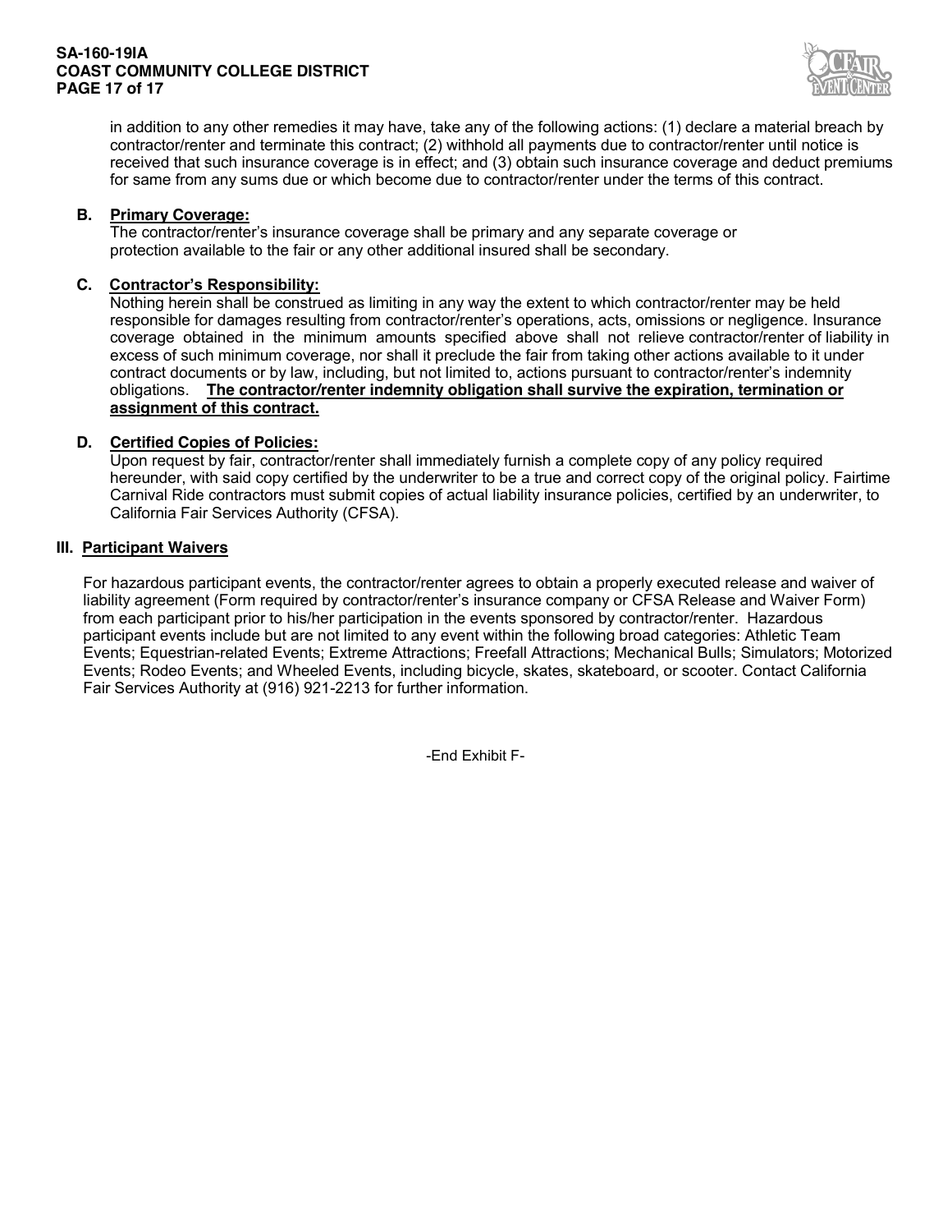in addition to any other remedies it may have, take any of the following actions: (1) declare a material breach by contractor/renter and terminate this contract; (2) withhold all payments due to contractor/renter until notice is received that such insurance coverage is in effect; and (3) obtain such insurance coverage and deduct premiums for same from any sums due or which become due to contractor/renter under the terms of this contract.

**B. Primary Coverage:**
The contractor/renter's insurance coverage shall be primary and any separate coverage or protection available to the fair or any other additional insured shall be secondary.

**C. Contractor's Responsibility:**
Nothing herein shall be construed as limiting in any way the extent to which contractor/renter may be held responsible for damages resulting from contractor/renter's operations, acts, omissions or negligence. Insurance coverage obtained in the minimum amounts specified above shall not relieve contractor/renter of liability in excess of such minimum coverage, nor shall it preclude the fair from taking other actions available to it under contract documents or by law, including, but not limited to, actions pursuant to contractor/renter's indemnity obligations. **The contractor/renter indemnity obligation shall survive the expiration, termination or assignment of this contract.**

**D. Certified Copies of Policies:**
Upon request by fair, contractor/renter shall immediately furnish a complete copy of any policy required hereunder, with said copy certified by the underwriter to be a true and correct copy of the original policy. Fairtime Carnival Ride contractors must submit copies of actual liability insurance policies, certified by an underwriter, to California Fair Services Authority (CFSA).

## III. Participant Waivers

For hazardous participant events, the contractor/renter agrees to obtain a properly executed release and waiver of liability agreement (Form required by contractor/renter's insurance company or CFSA Release and Waiver Form) from each participant prior to his/her participation in the events sponsored by contractor/renter. Hazardous participant events include but are not limited to any event within the following broad categories: Athletic Team Events; Equestrian-related Events; Extreme Attractions; Freefall Attractions; Mechanical Bulls; Simulators; Motorized Events; Rodeo Events; and Wheeled Events, including bicycle, skates, skateboard, or scooter. Contact California Fair Services Authority at (916) 921-2213 for further information.

-End Exhibit F-